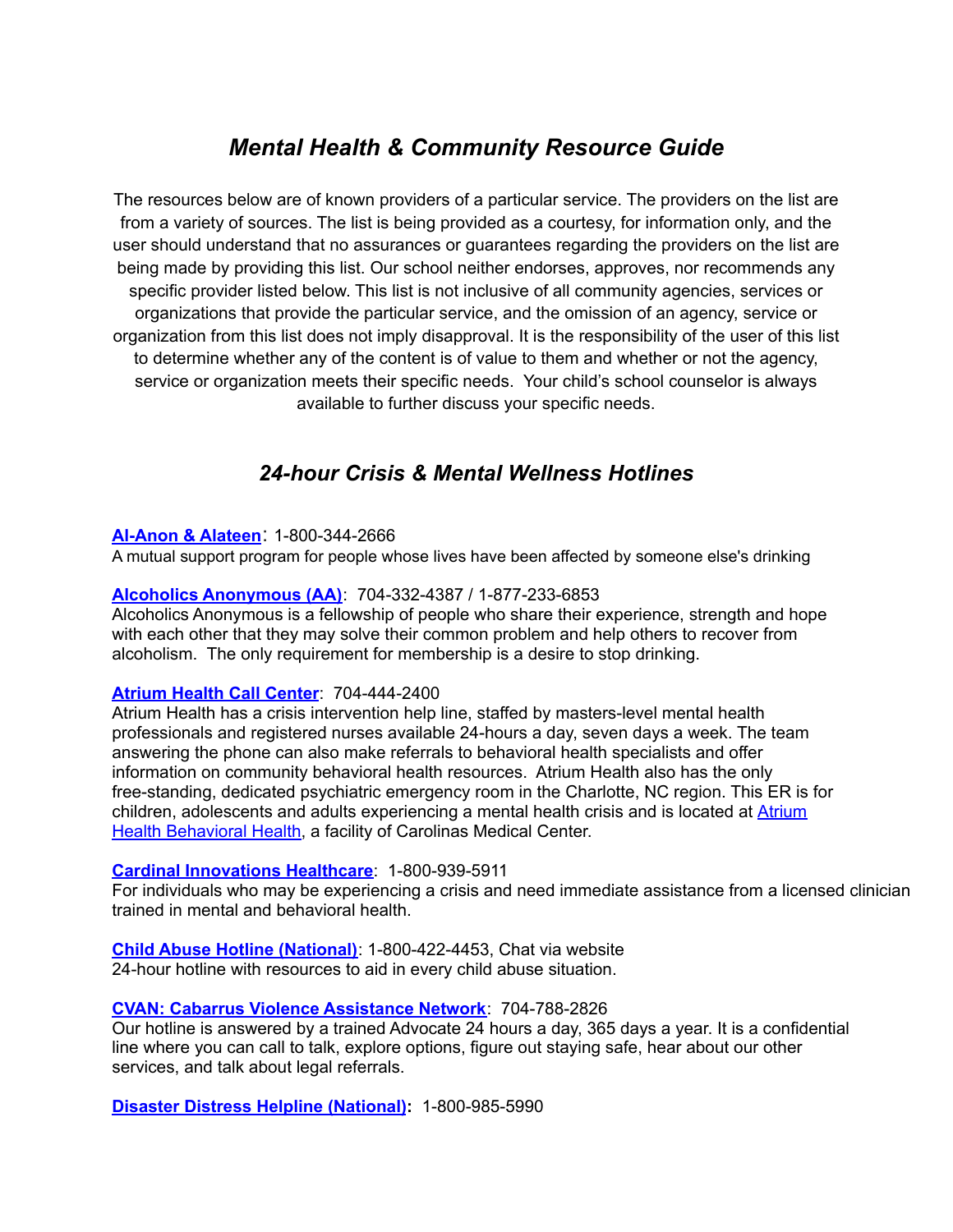# *Mental Health & Community Resource Guide*

The resources below are of known providers of a particular service. The providers on the list are from a variety of sources. The list is being provided as a courtesy, for information only, and the user should understand that no assurances or guarantees regarding the providers on the list are being made by providing this list. Our school neither endorses, approves, nor recommends any specific provider listed below. This list is not inclusive of all community agencies, services or organizations that provide the particular service, and the omission of an agency, service or organization from this list does not imply disapproval. It is the responsibility of the user of this list to determine whether any of the content is of value to them and whether or not the agency, service or organization meets their specific needs. Your child's school counselor is always available to further discuss your specific needs.

## *24-hour Crisis & Mental Wellness Hotlines*

**Al-Anon & Alateen**: 1-800-344-2666
A mutual support program for people whose lives have been affected by someone else's drinking

**Alcoholics Anonymous (AA)**: 704-332-4387 / 1-877-233-6853
Alcoholics Anonymous is a fellowship of people who share their experience, strength and hope with each other that they may solve their common problem and help others to recover from alcoholism. The only requirement for membership is a desire to stop drinking.

**Atrium Health Call Center**: 704-444-2400
Atrium Health has a crisis intervention help line, staffed by masters-level mental health professionals and registered nurses available 24-hours a day, seven days a week. The team answering the phone can also make referrals to behavioral health specialists and offer information on community behavioral health resources. Atrium Health also has the only free-standing, dedicated psychiatric emergency room in the Charlotte, NC region. This ER is for children, adolescents and adults experiencing a mental health crisis and is located at Atrium Health Behavioral Health, a facility of Carolinas Medical Center.

**Cardinal Innovations Healthcare**: 1-800-939-5911
For individuals who may be experiencing a crisis and need immediate assistance from a licensed clinician trained in mental and behavioral health.

**Child Abuse Hotline (National)**: 1-800-422-4453, Chat via website
24-hour hotline with resources to aid in every child abuse situation.

**CVAN: Cabarrus Violence Assistance Network**: 704-788-2826
Our hotline is answered by a trained Advocate 24 hours a day, 365 days a year. It is a confidential line where you can call to talk, explore options, figure out staying safe, hear about our other services, and talk about legal referrals.

**Disaster Distress Helpline (National):** 1-800-985-5990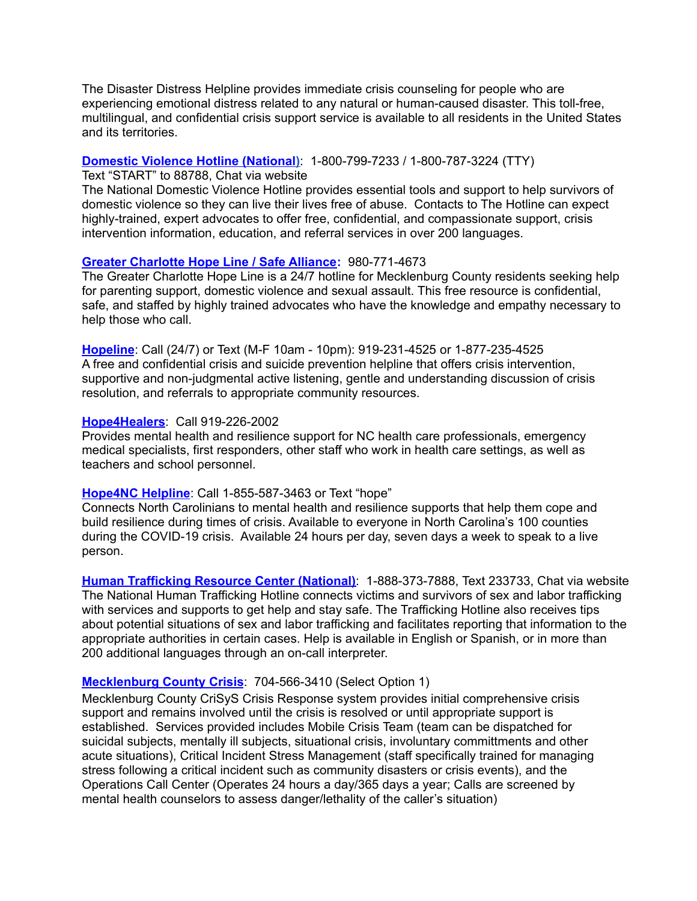The Disaster Distress Helpline provides immediate crisis counseling for people who are experiencing emotional distress related to any natural or human-caused disaster. This toll-free, multilingual, and confidential crisis support service is available to all residents in the United States and its territories.

**Domestic Violence Hotline (National)**: 1-800-799-7233 / 1-800-787-3224 (TTY)
Text "START" to 88788, Chat via website
The National Domestic Violence Hotline provides essential tools and support to help survivors of domestic violence so they can live their lives free of abuse. Contacts to The Hotline can expect highly-trained, expert advocates to offer free, confidential, and compassionate support, crisis intervention information, education, and referral services in over 200 languages.

**Greater Charlotte Hope Line / Safe Alliance:** 980-771-4673
The Greater Charlotte Hope Line is a 24/7 hotline for Mecklenburg County residents seeking help for parenting support, domestic violence and sexual assault. This free resource is confidential, safe, and staffed by highly trained advocates who have the knowledge and empathy necessary to help those who call.

**Hopeline**: Call (24/7) or Text (M-F 10am - 10pm): 919-231-4525 or 1-877-235-4525
A free and confidential crisis and suicide prevention helpline that offers crisis intervention, supportive and non-judgmental active listening, gentle and understanding discussion of crisis resolution, and referrals to appropriate community resources.

**Hope4Healers**: Call 919-226-2002
Provides mental health and resilience support for NC health care professionals, emergency medical specialists, first responders, other staff who work in health care settings, as well as teachers and school personnel.

**Hope4NC Helpline**: Call 1-855-587-3463 or Text "hope"
Connects North Carolinians to mental health and resilience supports that help them cope and build resilience during times of crisis. Available to everyone in North Carolina's 100 counties during the COVID-19 crisis. Available 24 hours per day, seven days a week to speak to a live person.

**Human Trafficking Resource Center (National)**: 1-888-373-7888, Text 233733, Chat via website
The National Human Trafficking Hotline connects victims and survivors of sex and labor trafficking with services and supports to get help and stay safe. The Trafficking Hotline also receives tips about potential situations of sex and labor trafficking and facilitates reporting that information to the appropriate authorities in certain cases. Help is available in English or Spanish, or in more than 200 additional languages through an on-call interpreter.

**Mecklenburg County Crisis**: 704-566-3410 (Select Option 1)
Mecklenburg County CriSyS Crisis Response system provides initial comprehensive crisis support and remains involved until the crisis is resolved or until appropriate support is established. Services provided includes Mobile Crisis Team (team can be dispatched for suicidal subjects, mentally ill subjects, situational crisis, involuntary committments and other acute situations), Critical Incident Stress Management (staff specifically trained for managing stress following a critical incident such as community disasters or crisis events), and the Operations Call Center (Operates 24 hours a day/365 days a year; Calls are screened by mental health counselors to assess danger/lethality of the caller's situation)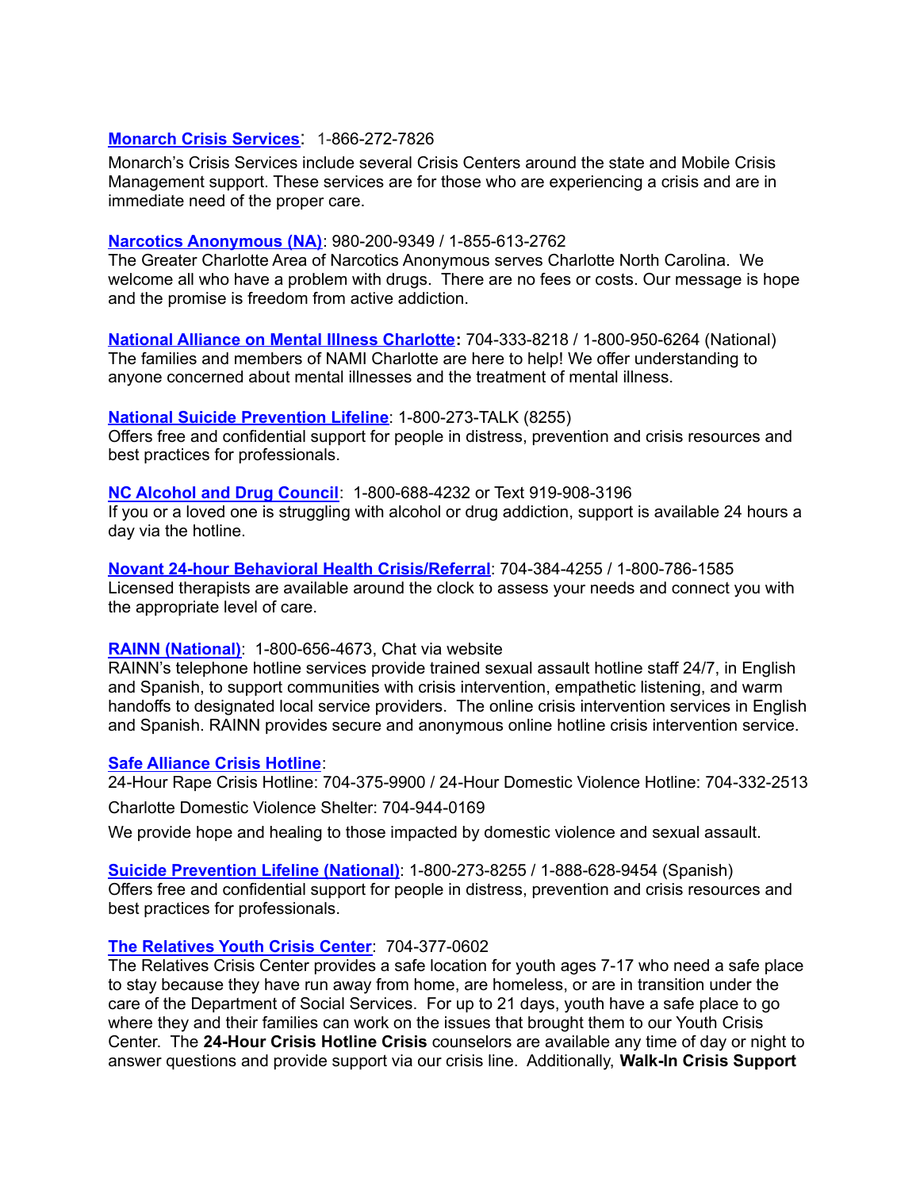**Monarch Crisis Services**: 1-866-272-7826

Monarch's Crisis Services include several Crisis Centers around the state and Mobile Crisis Management support. These services are for those who are experiencing a crisis and are in immediate need of the proper care.

**Narcotics Anonymous (NA)**: 980-200-9349 / 1-855-613-2762

The Greater Charlotte Area of Narcotics Anonymous serves Charlotte North Carolina. We welcome all who have a problem with drugs. There are no fees or costs. Our message is hope and the promise is freedom from active addiction.

**National Alliance on Mental Illness Charlotte:** 704-333-8218 / 1-800-950-6264 (National)

The families and members of NAMI Charlotte are here to help! We offer understanding to anyone concerned about mental illnesses and the treatment of mental illness.

**National Suicide Prevention Lifeline**: 1-800-273-TALK (8255)

Offers free and confidential support for people in distress, prevention and crisis resources and best practices for professionals.

**NC Alcohol and Drug Council**: 1-800-688-4232 or Text 919-908-3196

If you or a loved one is struggling with alcohol or drug addiction, support is available 24 hours a day via the hotline.

**Novant 24-hour Behavioral Health Crisis/Referral**: 704-384-4255 / 1-800-786-1585

Licensed therapists are available around the clock to assess your needs and connect you with the appropriate level of care.

**RAINN (National)**: 1-800-656-4673, Chat via website

RAINN's telephone hotline services provide trained sexual assault hotline staff 24/7, in English and Spanish, to support communities with crisis intervention, empathetic listening, and warm handoffs to designated local service providers. The online crisis intervention services in English and Spanish. RAINN provides secure and anonymous online hotline crisis intervention service.

**Safe Alliance Crisis Hotline**:

24-Hour Rape Crisis Hotline: 704-375-9900 / 24-Hour Domestic Violence Hotline: 704-332-2513

Charlotte Domestic Violence Shelter: 704-944-0169

We provide hope and healing to those impacted by domestic violence and sexual assault.

**Suicide Prevention Lifeline (National)**: 1-800-273-8255 / 1-888-628-9454 (Spanish)

Offers free and confidential support for people in distress, prevention and crisis resources and best practices for professionals.

**The Relatives Youth Crisis Center**: 704-377-0602

The Relatives Crisis Center provides a safe location for youth ages 7-17 who need a safe place to stay because they have run away from home, are homeless, or are in transition under the care of the Department of Social Services. For up to 21 days, youth have a safe place to go where they and their families can work on the issues that brought them to our Youth Crisis Center. The **24-Hour Crisis Hotline Crisis** counselors are available any time of day or night to answer questions and provide support via our crisis line. Additionally, **Walk-In Crisis Support**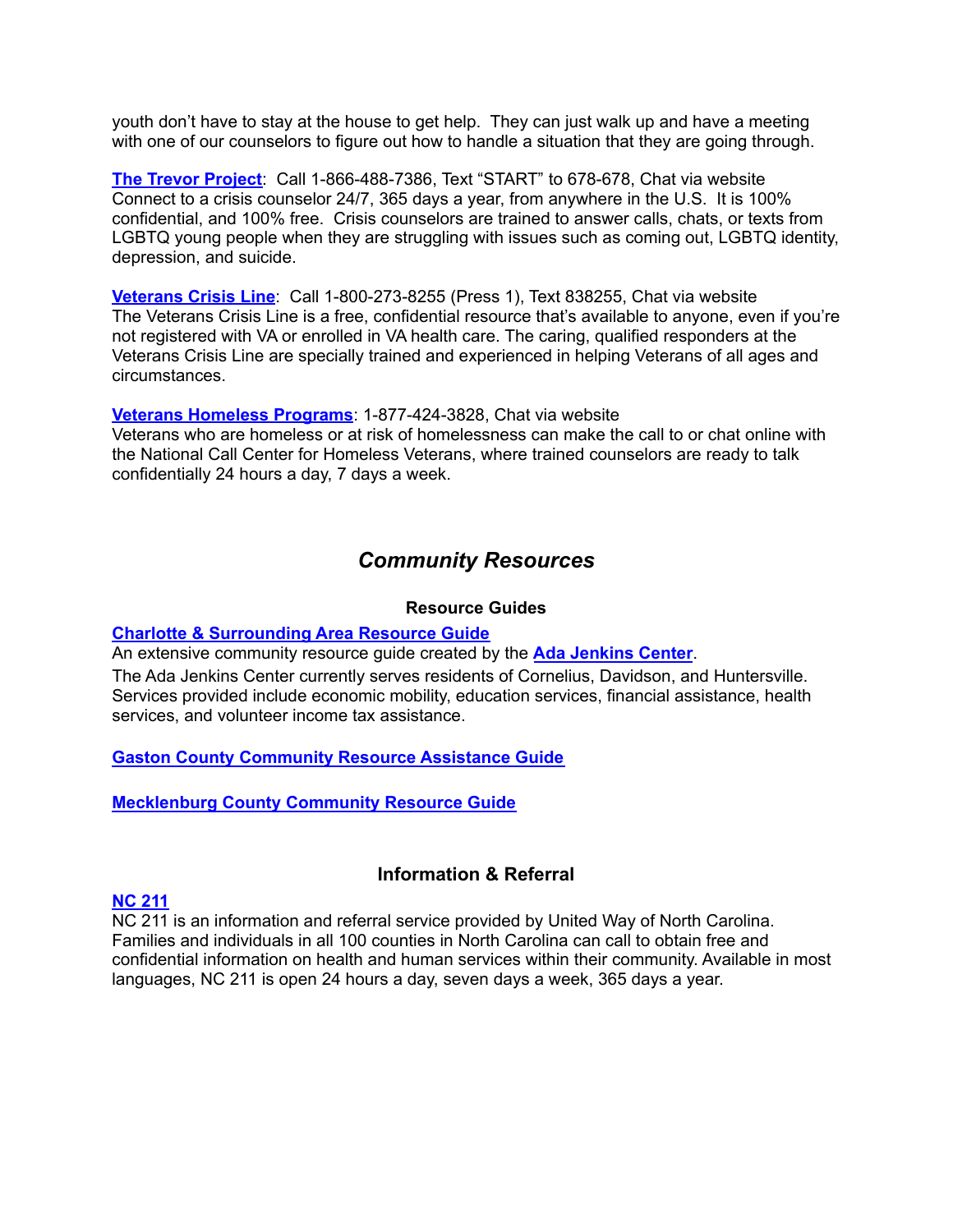youth don't have to stay at the house to get help. They can just walk up and have a meeting with one of our counselors to figure out how to handle a situation that they are going through.

**The Trevor Project**: Call 1-866-488-7386, Text "START" to 678-678, Chat via website
Connect to a crisis counselor 24/7, 365 days a year, from anywhere in the U.S. It is 100% confidential, and 100% free. Crisis counselors are trained to answer calls, chats, or texts from LGBTQ young people when they are struggling with issues such as coming out, LGBTQ identity, depression, and suicide.

**Veterans Crisis Line**: Call 1-800-273-8255 (Press 1), Text 838255, Chat via website
The Veterans Crisis Line is a free, confidential resource that's available to anyone, even if you're not registered with VA or enrolled in VA health care. The caring, qualified responders at the Veterans Crisis Line are specially trained and experienced in helping Veterans of all ages and circumstances.

**Veterans Homeless Programs**: 1-877-424-3828, Chat via website
Veterans who are homeless or at risk of homelessness can make the call to or chat online with the National Call Center for Homeless Veterans, where trained counselors are ready to talk confidentially 24 hours a day, 7 days a week.

## *Community Resources*

### Resource Guides

**Charlotte & Surrounding Area Resource Guide**
An extensive community resource guide created by the **Ada Jenkins Center**.
The Ada Jenkins Center currently serves residents of Cornelius, Davidson, and Huntersville. Services provided include economic mobility, education services, financial assistance, health services, and volunteer income tax assistance.

**Gaston County Community Resource Assistance Guide**

**Mecklenburg County Community Resource Guide**

### Information & Referral

**NC 211**
NC 211 is an information and referral service provided by United Way of North Carolina. Families and individuals in all 100 counties in North Carolina can call to obtain free and confidential information on health and human services within their community. Available in most languages, NC 211 is open 24 hours a day, seven days a week, 365 days a year.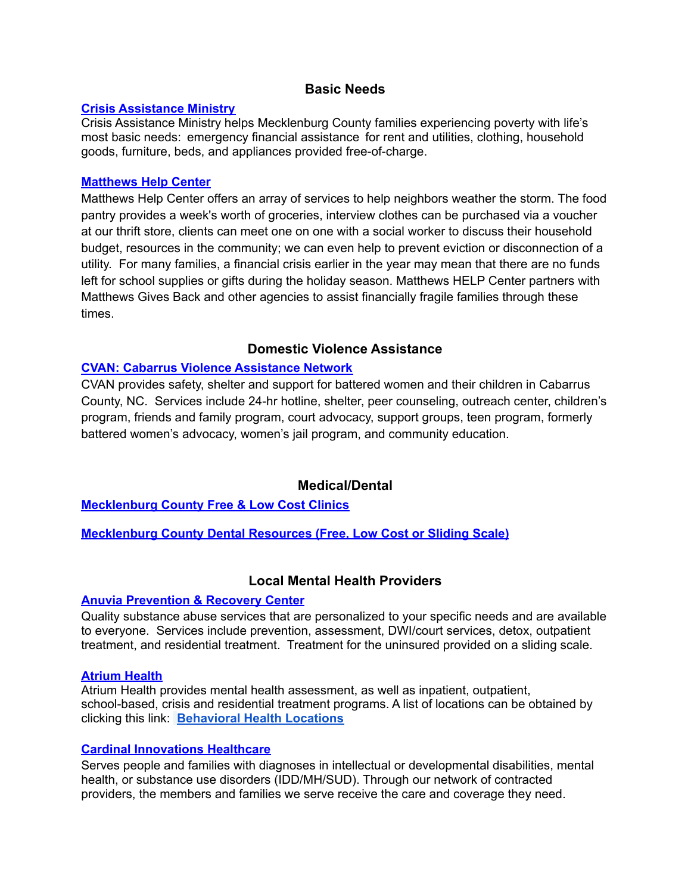## Basic Needs

**Crisis Assistance Ministry**

Crisis Assistance Ministry helps Mecklenburg County families experiencing poverty with life's most basic needs: emergency financial assistance for rent and utilities, clothing, household goods, furniture, beds, and appliances provided free-of-charge.

**Matthews Help Center**

Matthews Help Center offers an array of services to help neighbors weather the storm. The food pantry provides a week's worth of groceries, interview clothes can be purchased via a voucher at our thrift store, clients can meet one on one with a social worker to discuss their household budget, resources in the community; we can even help to prevent eviction or disconnection of a utility. For many families, a financial crisis earlier in the year may mean that there are no funds left for school supplies or gifts during the holiday season. Matthews HELP Center partners with Matthews Gives Back and other agencies to assist financially fragile families through these times.

## Domestic Violence Assistance

**CVAN: Cabarrus Violence Assistance Network**

CVAN provides safety, shelter and support for battered women and their children in Cabarrus County, NC. Services include 24-hr hotline, shelter, peer counseling, outreach center, children's program, friends and family program, court advocacy, support groups, teen program, formerly battered women's advocacy, women's jail program, and community education.

## Medical/Dental

**Mecklenburg County Free & Low Cost Clinics**

**Mecklenburg County Dental Resources (Free, Low Cost or Sliding Scale)**

## Local Mental Health Providers

**Anuvia Prevention & Recovery Center**

Quality substance abuse services that are personalized to your specific needs and are available to everyone. Services include prevention, assessment, DWI/court services, detox, outpatient treatment, and residential treatment. Treatment for the uninsured provided on a sliding scale.

**Atrium Health**

Atrium Health provides mental health assessment, as well as inpatient, outpatient, school-based, crisis and residential treatment programs. A list of locations can be obtained by clicking this link: **Behavioral Health Locations**

**Cardinal Innovations Healthcare**

Serves people and families with diagnoses in intellectual or developmental disabilities, mental health, or substance use disorders (IDD/MH/SUD). Through our network of contracted providers, the members and families we serve receive the care and coverage they need.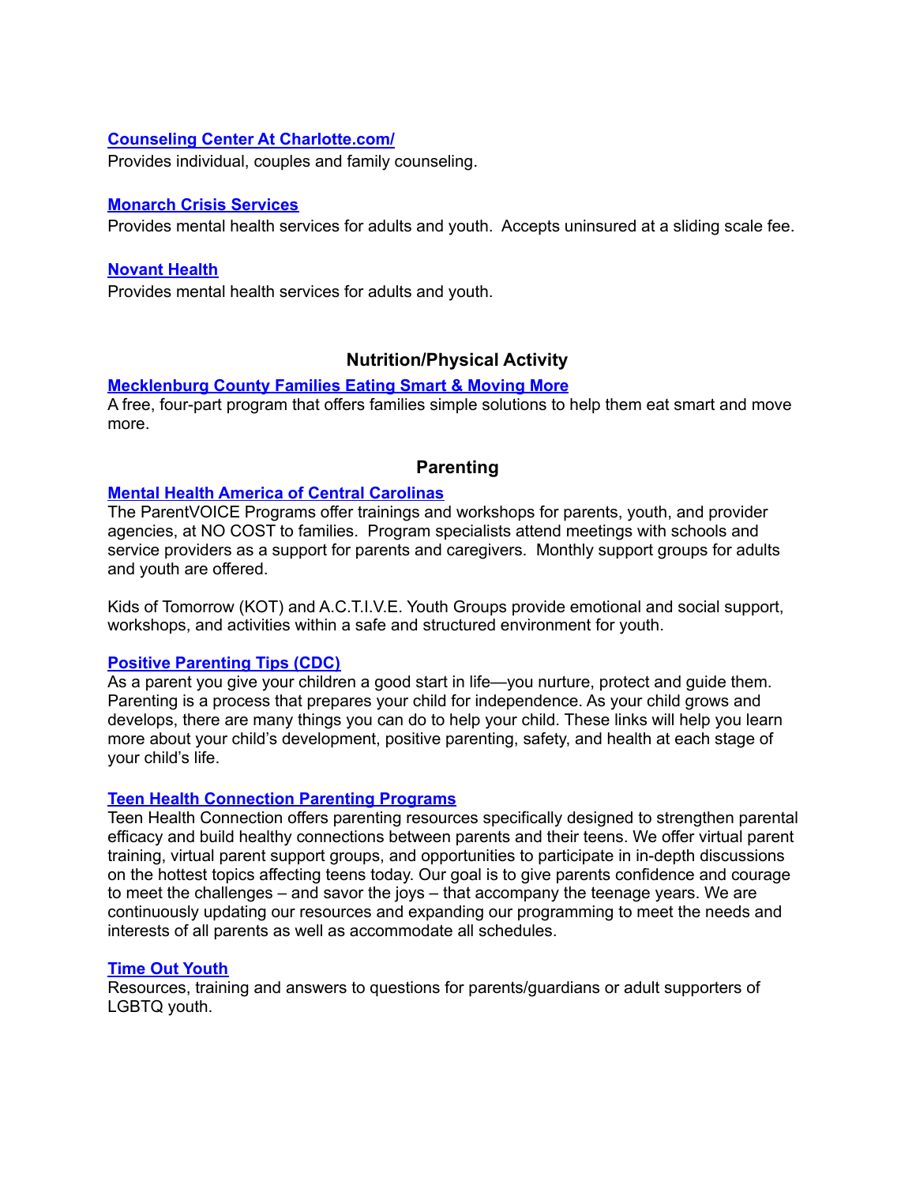**Counseling Center At Charlotte.com/**
Provides individual, couples and family counseling.

**Monarch Crisis Services**
Provides mental health services for adults and youth.  Accepts uninsured at a sliding scale fee.

**Novant Health**
Provides mental health services for adults and youth.

## Nutrition/Physical Activity

**Mecklenburg County Families Eating Smart & Moving More**
A free, four-part program that offers families simple solutions to help them eat smart and move more.

## Parenting

**Mental Health America of Central Carolinas**
The ParentVOICE Programs offer trainings and workshops for parents, youth, and provider agencies, at NO COST to families.  Program specialists attend meetings with schools and service providers as a support for parents and caregivers.  Monthly support groups for adults and youth are offered.

Kids of Tomorrow (KOT) and A.C.T.I.V.E. Youth Groups provide emotional and social support, workshops, and activities within a safe and structured environment for youth.

**Positive Parenting Tips (CDC)**
As a parent you give your children a good start in life—you nurture, protect and guide them. Parenting is a process that prepares your child for independence. As your child grows and develops, there are many things you can do to help your child. These links will help you learn more about your child's development, positive parenting, safety, and health at each stage of your child's life.

**Teen Health Connection Parenting Programs**
Teen Health Connection offers parenting resources specifically designed to strengthen parental efficacy and build healthy connections between parents and their teens. We offer virtual parent training, virtual parent support groups, and opportunities to participate in in-depth discussions on the hottest topics affecting teens today. Our goal is to give parents confidence and courage to meet the challenges – and savor the joys – that accompany the teenage years. We are continuously updating our resources and expanding our programming to meet the needs and interests of all parents as well as accommodate all schedules.

**Time Out Youth**
Resources, training and answers to questions for parents/guardians or adult supporters of LGBTQ youth.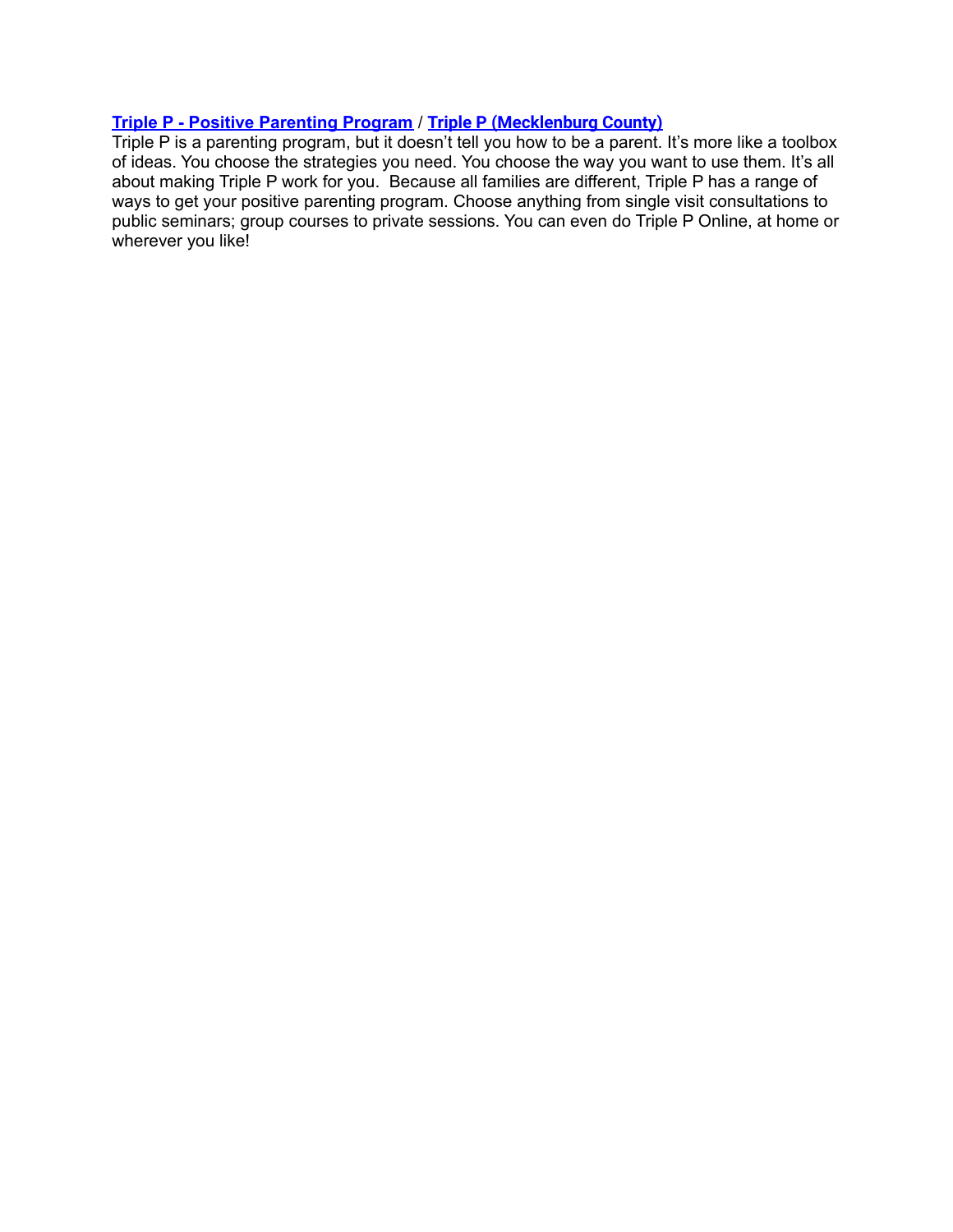**Triple P - Positive Parenting Program** / **Triple P (Mecklenburg County)**
Triple P is a parenting program, but it doesn't tell you how to be a parent. It's more like a toolbox of ideas. You choose the strategies you need. You choose the way you want to use them. It's all about making Triple P work for you. Because all families are different, Triple P has a range of ways to get your positive parenting program. Choose anything from single visit consultations to public seminars; group courses to private sessions. You can even do Triple P Online, at home or wherever you like!